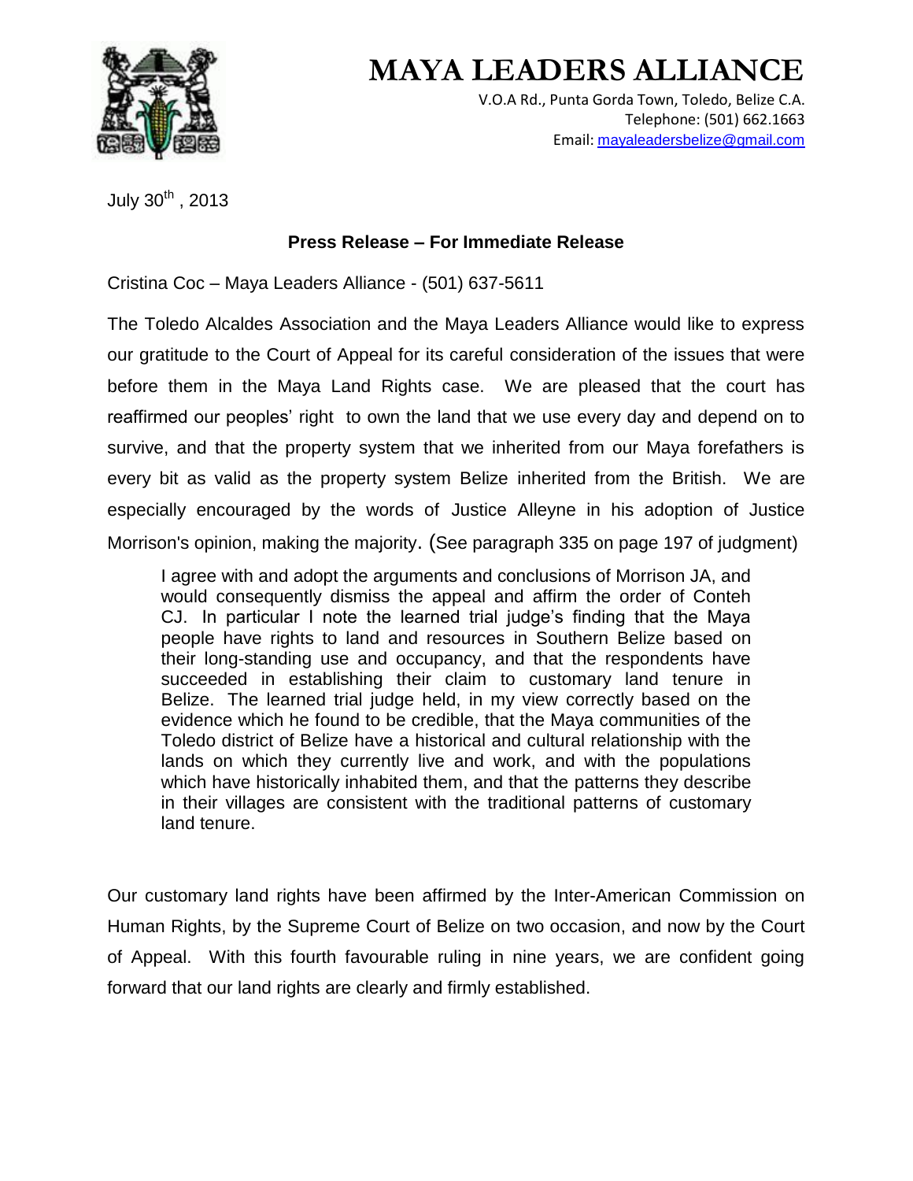# MAYA LEADERS ALLIANCE

V.O.A Rd., Punta Gorda Town, Toledo, Belize C.A.
Telephone: (501) 662.1663
Email: mayaleadersbelize@gmail.com

July 30th , 2013

**Press Release – For Immediate Release**

Cristina Coc – Maya Leaders Alliance - (501) 637-5611

The Toledo Alcaldes Association and the Maya Leaders Alliance would like to express our gratitude to the Court of Appeal for its careful consideration of the issues that were before them in the Maya Land Rights case. We are pleased that the court has reaffirmed our peoples' right to own the land that we use every day and depend on to survive, and that the property system that we inherited from our Maya forefathers is every bit as valid as the property system Belize inherited from the British. We are especially encouraged by the words of Justice Alleyne in his adoption of Justice Morrison's opinion, making the majority. (See paragraph 335 on page 197 of judgment)

> I agree with and adopt the arguments and conclusions of Morrison JA, and would consequently dismiss the appeal and affirm the order of Conteh CJ. In particular I note the learned trial judge's finding that the Maya people have rights to land and resources in Southern Belize based on their long-standing use and occupancy, and that the respondents have succeeded in establishing their claim to customary land tenure in Belize. The learned trial judge held, in my view correctly based on the evidence which he found to be credible, that the Maya communities of the Toledo district of Belize have a historical and cultural relationship with the lands on which they currently live and work, and with the populations which have historically inhabited them, and that the patterns they describe in their villages are consistent with the traditional patterns of customary land tenure.

Our customary land rights have been affirmed by the Inter-American Commission on Human Rights, by the Supreme Court of Belize on two occasion, and now by the Court of Appeal. With this fourth favourable ruling in nine years, we are confident going forward that our land rights are clearly and firmly established.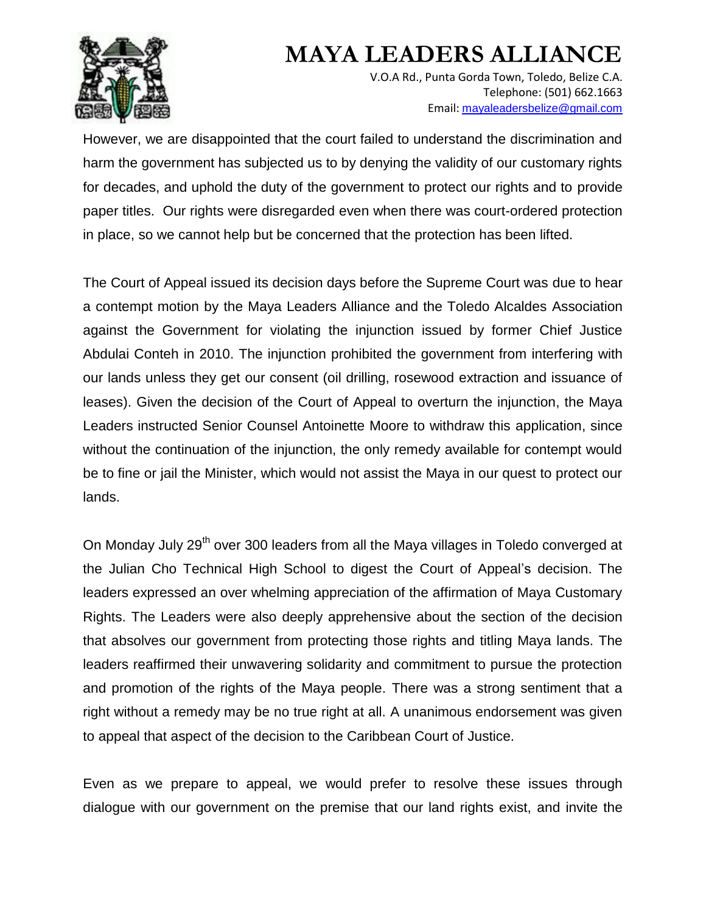However, we are disappointed that the court failed to understand the discrimination and harm the government has subjected us to by denying the validity of our customary rights for decades, and uphold the duty of the government to protect our rights and to provide paper titles. Our rights were disregarded even when there was court-ordered protection in place, so we cannot help but be concerned that the protection has been lifted.

The Court of Appeal issued its decision days before the Supreme Court was due to hear a contempt motion by the Maya Leaders Alliance and the Toledo Alcaldes Association against the Government for violating the injunction issued by former Chief Justice Abdulai Conteh in 2010. The injunction prohibited the government from interfering with our lands unless they get our consent (oil drilling, rosewood extraction and issuance of leases). Given the decision of the Court of Appeal to overturn the injunction, the Maya Leaders instructed Senior Counsel Antoinette Moore to withdraw this application, since without the continuation of the injunction, the only remedy available for contempt would be to fine or jail the Minister, which would not assist the Maya in our quest to protect our lands.

On Monday July 29th over 300 leaders from all the Maya villages in Toledo converged at the Julian Cho Technical High School to digest the Court of Appeal's decision. The leaders expressed an over whelming appreciation of the affirmation of Maya Customary Rights. The Leaders were also deeply apprehensive about the section of the decision that absolves our government from protecting those rights and titling Maya lands. The leaders reaffirmed their unwavering solidarity and commitment to pursue the protection and promotion of the rights of the Maya people. There was a strong sentiment that a right without a remedy may be no true right at all. A unanimous endorsement was given to appeal that aspect of the decision to the Caribbean Court of Justice.

Even as we prepare to appeal, we would prefer to resolve these issues through dialogue with our government on the premise that our land rights exist, and invite the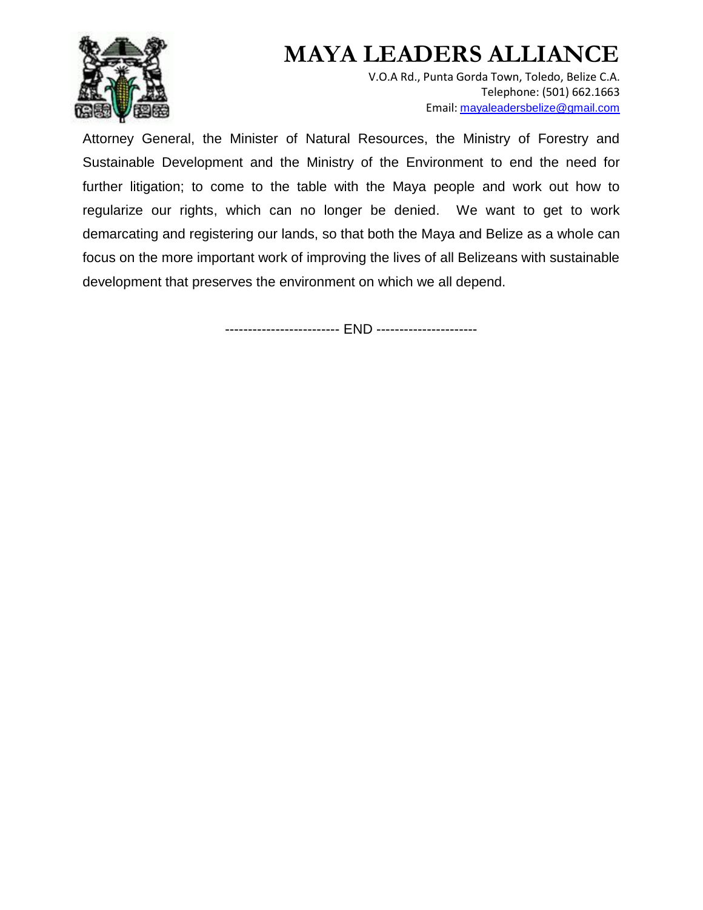Attorney General, the Minister of Natural Resources, the Ministry of Forestry and Sustainable Development and the Ministry of the Environment to end the need for further litigation; to come to the table with the Maya people and work out how to regularize our rights, which can no longer be denied. We want to get to work demarcating and registering our lands, so that both the Maya and Belize as a whole can focus on the more important work of improving the lives of all Belizeans with sustainable development that preserves the environment on which we all depend.

------------------------ END ---------------------